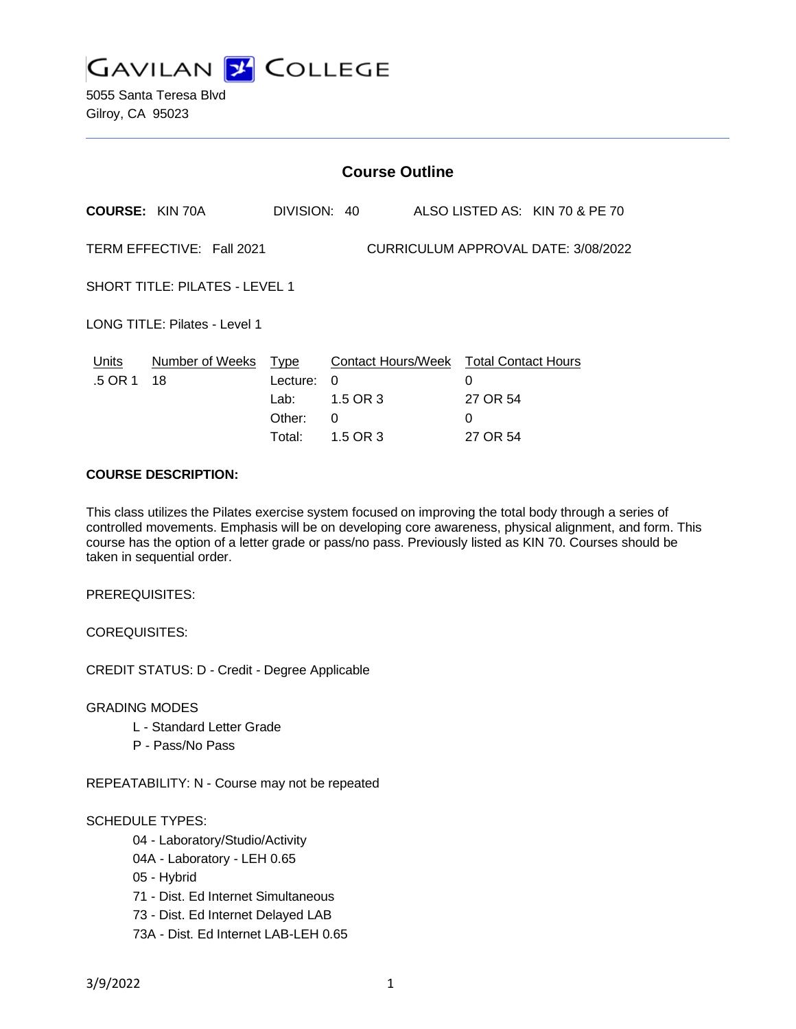# GAVILAN COLLEGE

5055 Santa Teresa Blvd
Gilroy, CA 95023

## Course Outline

**COURSE:** KIN 70A  DIVISION: 40  ALSO LISTED AS: KIN 70 & PE 70

TERM EFFECTIVE: Fall 2021  CURRICULUM APPROVAL DATE: 3/08/2022

SHORT TITLE: PILATES - LEVEL 1

LONG TITLE: Pilates - Level 1

| Units | Number of Weeks | Type | Contact Hours/Week | Total Contact Hours |
|---|---|---|---|---|
| .5 OR 1 | 18 | Lecture: | 0 | 0 |
| | | Lab: | 1.5 OR 3 | 27 OR 54 |
| | | Other: | 0 | 0 |
| | | Total: | 1.5 OR 3 | 27 OR 54 |

**COURSE DESCRIPTION:**

This class utilizes the Pilates exercise system focused on improving the total body through a series of controlled movements. Emphasis will be on developing core awareness, physical alignment, and form. This course has the option of a letter grade or pass/no pass. Previously listed as KIN 70. Courses should be taken in sequential order.

PREREQUISITES:

COREQUISITES:

CREDIT STATUS: D - Credit - Degree Applicable

GRADING MODES

- L - Standard Letter Grade
- P - Pass/No Pass

REPEATABILITY: N - Course may not be repeated

SCHEDULE TYPES:

- 04 - Laboratory/Studio/Activity
- 04A - Laboratory - LEH 0.65
- 05 - Hybrid
- 71 - Dist. Ed Internet Simultaneous
- 73 - Dist. Ed Internet Delayed LAB
- 73A - Dist. Ed Internet LAB-LEH 0.65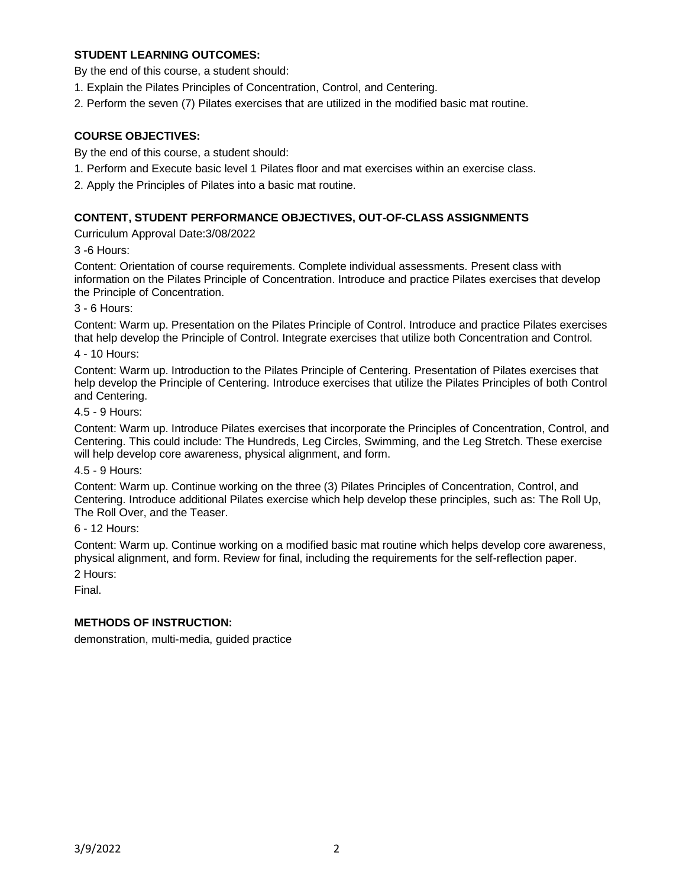## STUDENT LEARNING OUTCOMES:

By the end of this course, a student should:

1. Explain the Pilates Principles of Concentration, Control, and Centering.
2. Perform the seven (7) Pilates exercises that are utilized in the modified basic mat routine.

## COURSE OBJECTIVES:

By the end of this course, a student should:

1. Perform and Execute basic level 1 Pilates floor and mat exercises within an exercise class.
2. Apply the Principles of Pilates into a basic mat routine.

## CONTENT, STUDENT PERFORMANCE OBJECTIVES, OUT-OF-CLASS ASSIGNMENTS

Curriculum Approval Date:3/08/2022

3 -6 Hours:

Content: Orientation of course requirements. Complete individual assessments. Present class with information on the Pilates Principle of Concentration. Introduce and practice Pilates exercises that develop the Principle of Concentration.

3 - 6 Hours:

Content: Warm up. Presentation on the Pilates Principle of Control. Introduce and practice Pilates exercises that help develop the Principle of Control. Integrate exercises that utilize both Concentration and Control.

4 - 10 Hours:

Content: Warm up. Introduction to the Pilates Principle of Centering. Presentation of Pilates exercises that help develop the Principle of Centering. Introduce exercises that utilize the Pilates Principles of both Control and Centering.

4.5 - 9 Hours:

Content: Warm up. Introduce Pilates exercises that incorporate the Principles of Concentration, Control, and Centering. This could include: The Hundreds, Leg Circles, Swimming, and the Leg Stretch. These exercise will help develop core awareness, physical alignment, and form.

4.5 - 9 Hours:

Content: Warm up. Continue working on the three (3) Pilates Principles of Concentration, Control, and Centering. Introduce additional Pilates exercise which help develop these principles, such as: The Roll Up, The Roll Over, and the Teaser.

6 - 12 Hours:

Content: Warm up. Continue working on a modified basic mat routine which helps develop core awareness, physical alignment, and form. Review for final, including the requirements for the self-reflection paper.

2 Hours:

Final.

## METHODS OF INSTRUCTION:

demonstration, multi-media, guided practice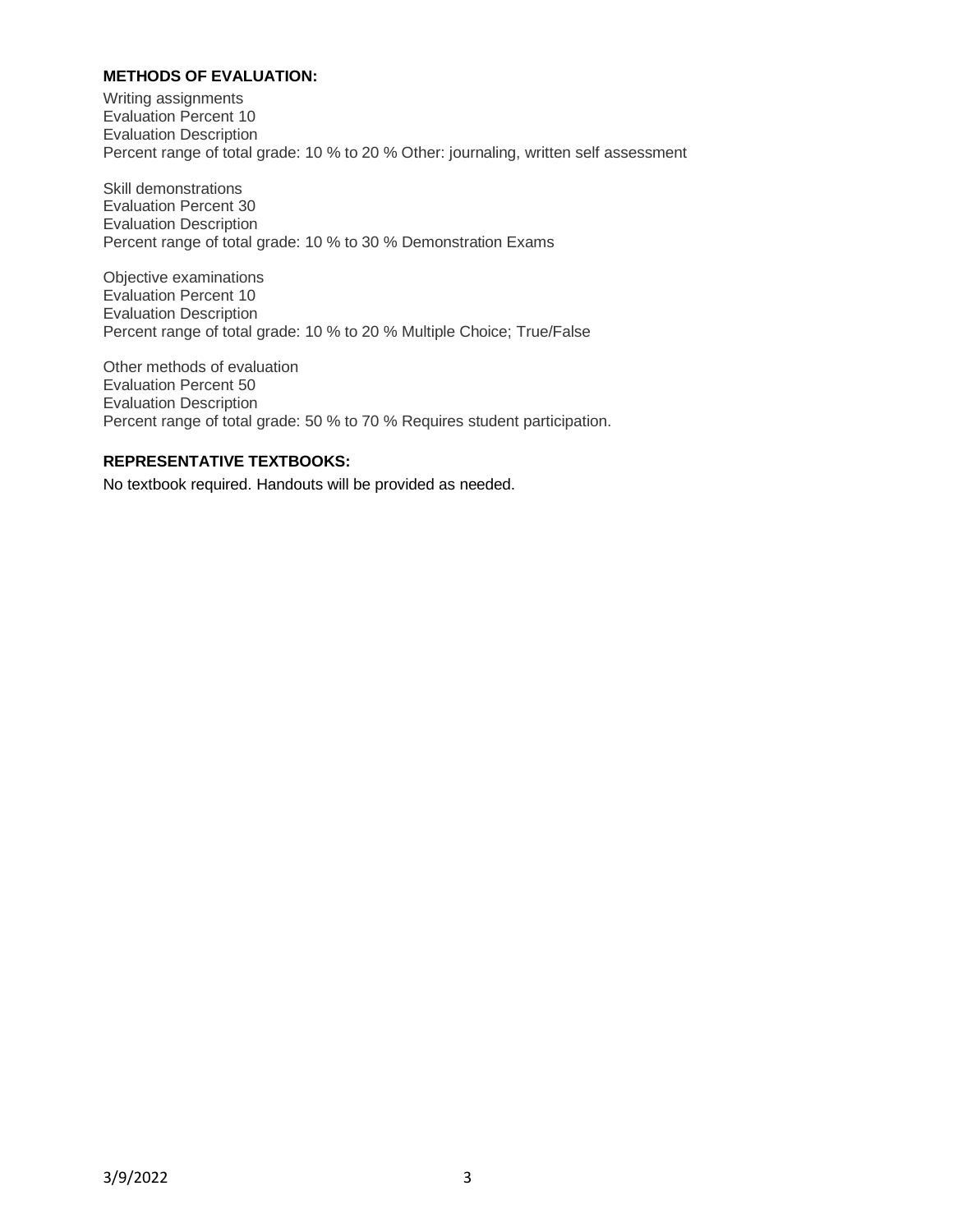**METHODS OF EVALUATION:**

Writing assignments
Evaluation Percent 10
Evaluation Description
Percent range of total grade: 10 % to 20 % Other: journaling, written self assessment

Skill demonstrations
Evaluation Percent 30
Evaluation Description
Percent range of total grade: 10 % to 30 % Demonstration Exams

Objective examinations
Evaluation Percent 10
Evaluation Description
Percent range of total grade: 10 % to 20 % Multiple Choice; True/False

Other methods of evaluation
Evaluation Percent 50
Evaluation Description
Percent range of total grade: 50 % to 70 % Requires student participation.

**REPRESENTATIVE TEXTBOOKS:**

No textbook required. Handouts will be provided as needed.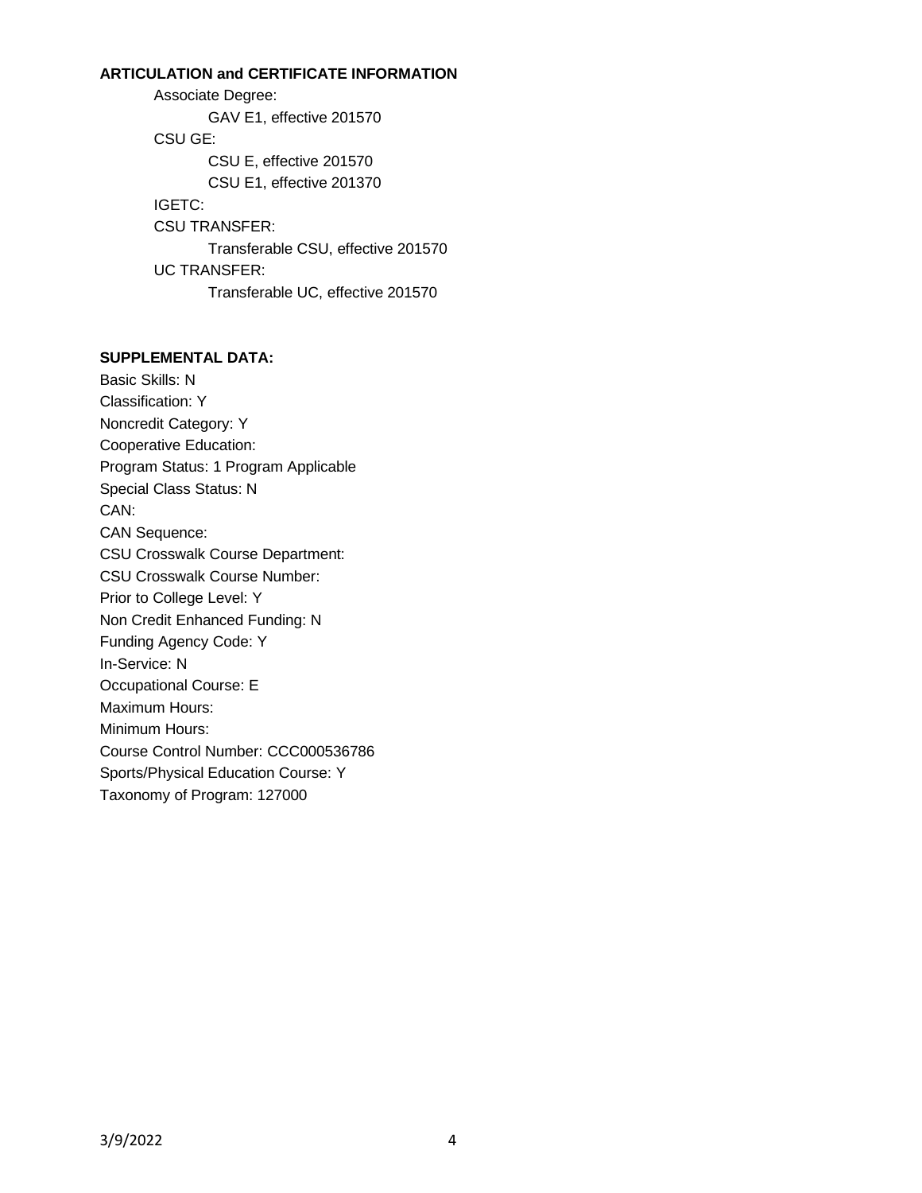**ARTICULATION and CERTIFICATE INFORMATION**

Associate Degree:

GAV E1, effective 201570

CSU GE:

CSU E, effective 201570

CSU E1, effective 201370

IGETC:

CSU TRANSFER:

Transferable CSU, effective 201570

UC TRANSFER:

Transferable UC, effective 201570

**SUPPLEMENTAL DATA:**

Basic Skills: N
Classification: Y
Noncredit Category: Y
Cooperative Education:
Program Status: 1 Program Applicable
Special Class Status: N
CAN:
CAN Sequence:
CSU Crosswalk Course Department:
CSU Crosswalk Course Number:
Prior to College Level: Y
Non Credit Enhanced Funding: N
Funding Agency Code: Y
In-Service: N
Occupational Course: E
Maximum Hours:
Minimum Hours:
Course Control Number: CCC000536786
Sports/Physical Education Course: Y
Taxonomy of Program: 127000